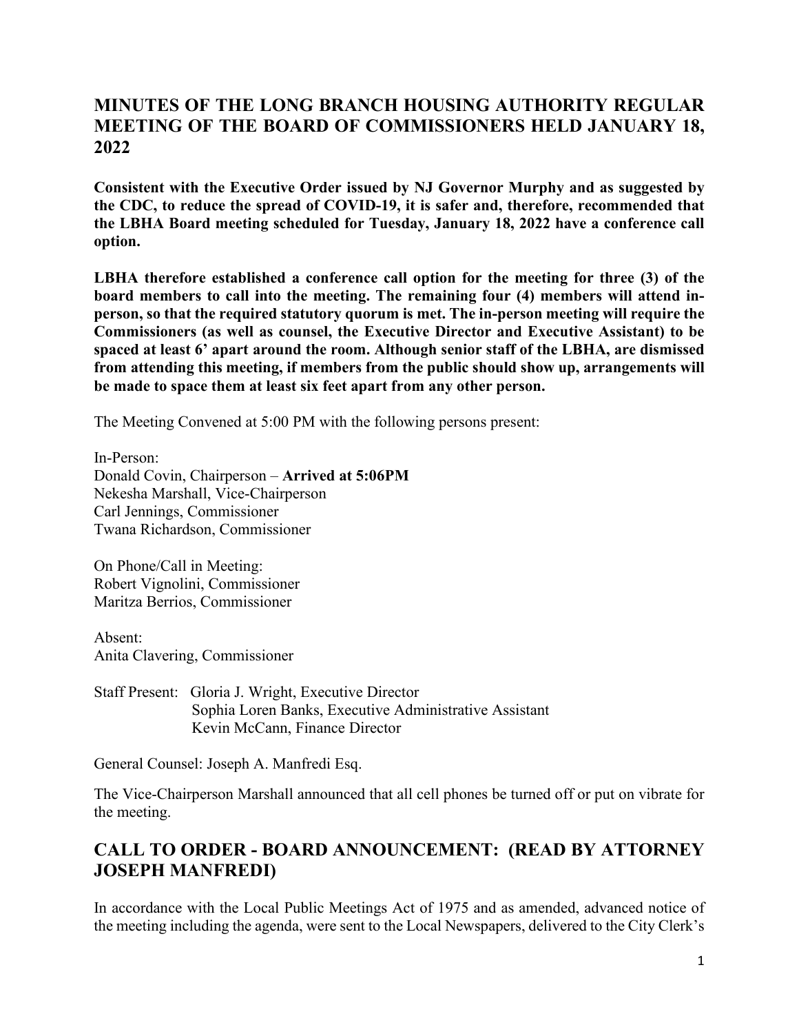## MINUTES OF THE LONG BRANCH HOUSING AUTHORITY REGULAR MEETING OF THE BOARD OF COMMISSIONERS HELD JANUARY 18, 2022

**Consistent with the Executive Order issued by NJ Governor Murphy and as suggested by the CDC, to reduce the spread of COVID-19, it is safer and, therefore, recommended that the LBHA Board meeting scheduled for Tuesday, January 18, 2022 have a conference call option.**

**LBHA therefore established a conference call option for the meeting for three (3) of the board members to call into the meeting. The remaining four (4) members will attend in-person, so that the required statutory quorum is met. The in-person meeting will require the Commissioners (as well as counsel, the Executive Director and Executive Assistant) to be spaced at least 6' apart around the room. Although senior staff of the LBHA, are dismissed from attending this meeting, if members from the public should show up, arrangements will be made to space them at least six feet apart from any other person.**

The Meeting Convened at 5:00 PM with the following persons present:

In-Person:
Donald Covin, Chairperson – **Arrived at 5:06PM**
Nekesha Marshall, Vice-Chairperson
Carl Jennings, Commissioner
Twana Richardson, Commissioner

On Phone/Call in Meeting:
Robert Vignolini, Commissioner
Maritza Berrios, Commissioner

Absent:
Anita Clavering, Commissioner

Staff Present: Gloria J. Wright, Executive Director
Sophia Loren Banks, Executive Administrative Assistant
Kevin McCann, Finance Director

General Counsel: Joseph A. Manfredi Esq.

The Vice-Chairperson Marshall announced that all cell phones be turned off or put on vibrate for the meeting.

## CALL TO ORDER - BOARD ANNOUNCEMENT: (READ BY ATTORNEY JOSEPH MANFREDI)

In accordance with the Local Public Meetings Act of 1975 and as amended, advanced notice of the meeting including the agenda, were sent to the Local Newspapers, delivered to the City Clerk's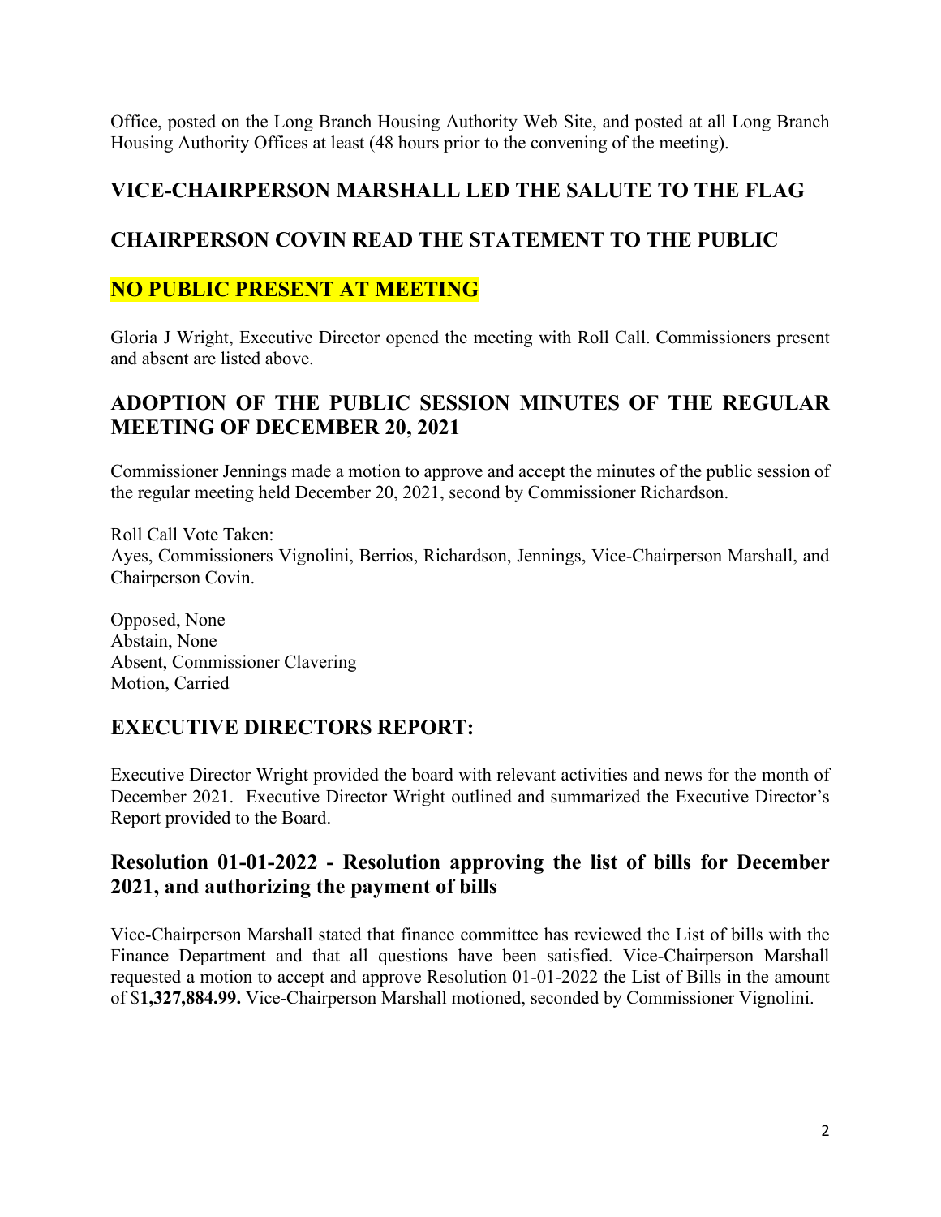Office, posted on the Long Branch Housing Authority Web Site, and posted at all Long Branch Housing Authority Offices at least (48 hours prior to the convening of the meeting).

## VICE-CHAIRPERSON MARSHALL LED THE SALUTE TO THE FLAG

## CHAIRPERSON COVIN READ THE STATEMENT TO THE PUBLIC

## NO PUBLIC PRESENT AT MEETING

Gloria J Wright, Executive Director opened the meeting with Roll Call. Commissioners present and absent are listed above.

## ADOPTION OF THE PUBLIC SESSION MINUTES OF THE REGULAR MEETING OF DECEMBER 20, 2021

Commissioner Jennings made a motion to approve and accept the minutes of the public session of the regular meeting held December 20, 2021, second by Commissioner Richardson.

Roll Call Vote Taken:
Ayes, Commissioners Vignolini, Berrios, Richardson, Jennings, Vice-Chairperson Marshall, and Chairperson Covin.

Opposed, None
Abstain, None
Absent, Commissioner Clavering
Motion, Carried

## EXECUTIVE DIRECTORS REPORT:

Executive Director Wright provided the board with relevant activities and news for the month of December 2021. Executive Director Wright outlined and summarized the Executive Director's Report provided to the Board.

## Resolution 01-01-2022 - Resolution approving the list of bills for December 2021, and authorizing the payment of bills

Vice-Chairperson Marshall stated that finance committee has reviewed the List of bills with the Finance Department and that all questions have been satisfied. Vice-Chairperson Marshall requested a motion to accept and approve Resolution 01-01-2022 the List of Bills in the amount of $**1,327,884.99.** Vice-Chairperson Marshall motioned, seconded by Commissioner Vignolini.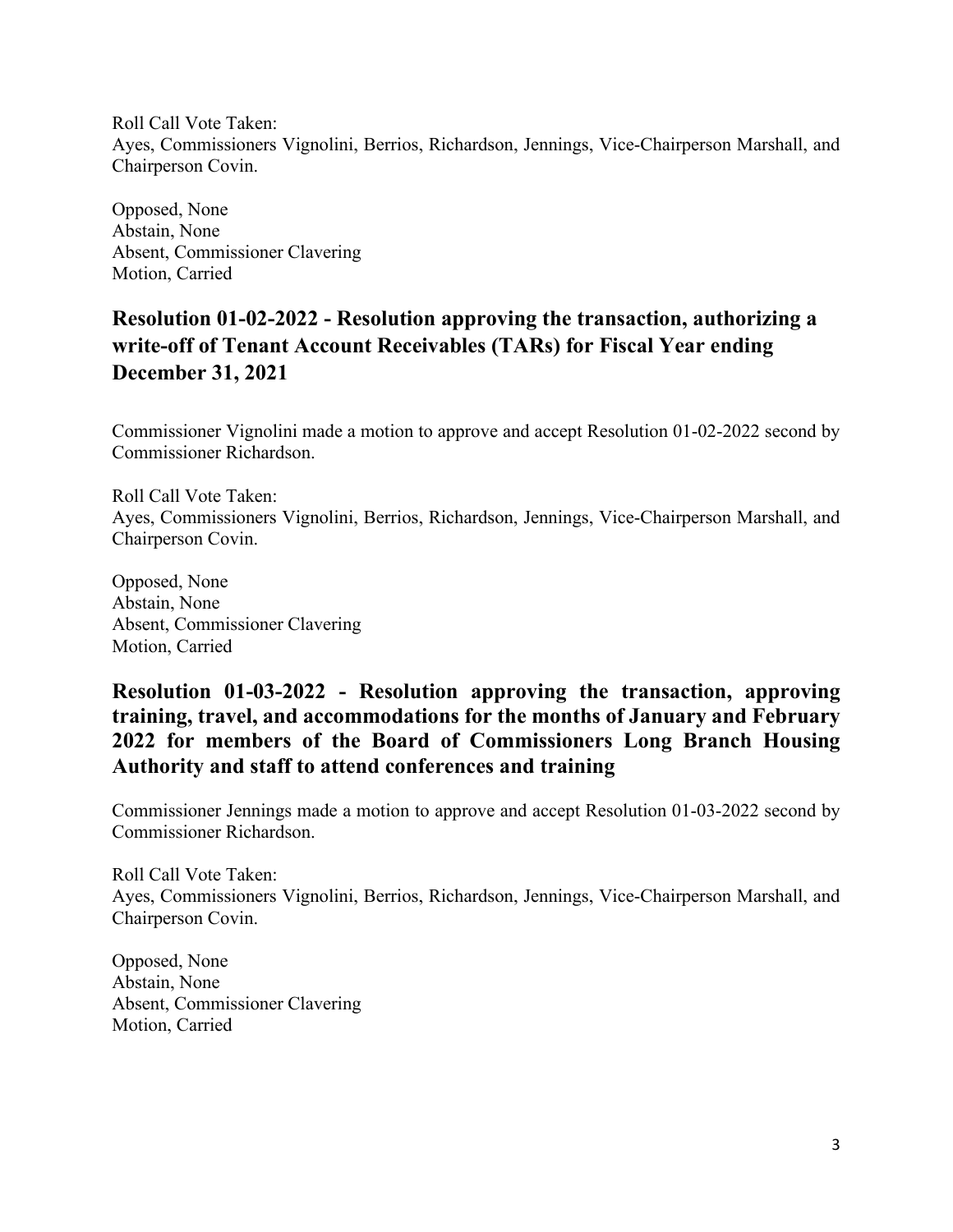Roll Call Vote Taken:
Ayes, Commissioners Vignolini, Berrios, Richardson, Jennings, Vice-Chairperson Marshall, and Chairperson Covin.

Opposed, None
Abstain, None
Absent, Commissioner Clavering
Motion, Carried

## Resolution 01-02-2022 - Resolution approving the transaction, authorizing a write-off of Tenant Account Receivables (TARs) for Fiscal Year ending December 31, 2021

Commissioner Vignolini made a motion to approve and accept Resolution 01-02-2022 second by Commissioner Richardson.

Roll Call Vote Taken:
Ayes, Commissioners Vignolini, Berrios, Richardson, Jennings, Vice-Chairperson Marshall, and Chairperson Covin.

Opposed, None
Abstain, None
Absent, Commissioner Clavering
Motion, Carried

## Resolution 01-03-2022 - Resolution approving the transaction, approving training, travel, and accommodations for the months of January and February 2022 for members of the Board of Commissioners Long Branch Housing Authority and staff to attend conferences and training

Commissioner Jennings made a motion to approve and accept Resolution 01-03-2022 second by Commissioner Richardson.

Roll Call Vote Taken:
Ayes, Commissioners Vignolini, Berrios, Richardson, Jennings, Vice-Chairperson Marshall, and Chairperson Covin.

Opposed, None
Abstain, None
Absent, Commissioner Clavering
Motion, Carried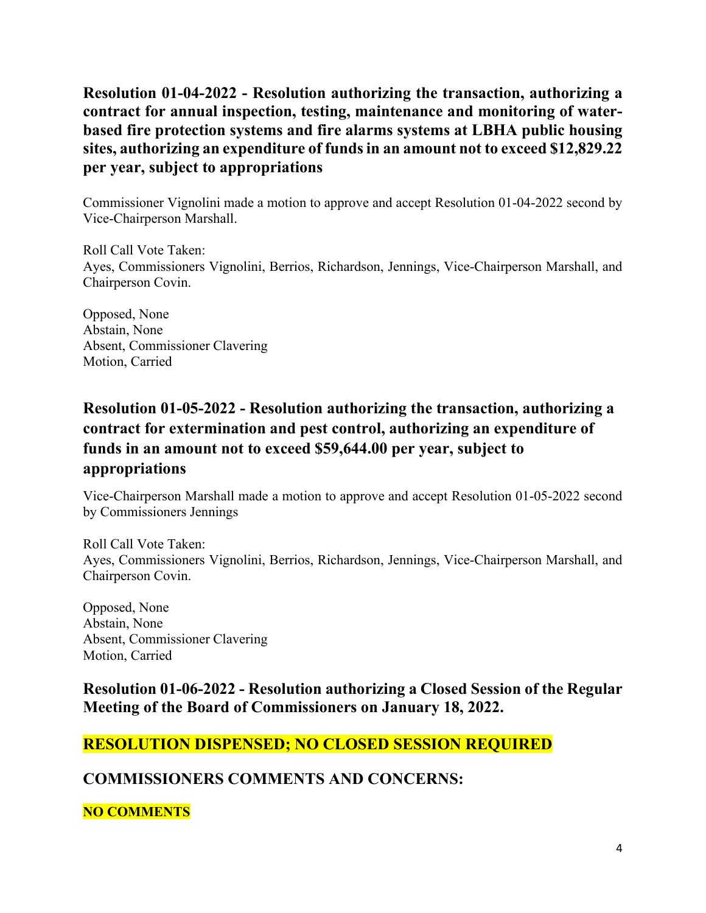### Resolution 01-04-2022 - Resolution authorizing the transaction, authorizing a contract for annual inspection, testing, maintenance and monitoring of water-based fire protection systems and fire alarms systems at LBHA public housing sites, authorizing an expenditure of funds in an amount not to exceed $12,829.22 per year, subject to appropriations

Commissioner Vignolini made a motion to approve and accept Resolution 01-04-2022 second by Vice-Chairperson Marshall.

Roll Call Vote Taken:
Ayes, Commissioners Vignolini, Berrios, Richardson, Jennings, Vice-Chairperson Marshall, and Chairperson Covin.

Opposed, None
Abstain, None
Absent, Commissioner Clavering
Motion, Carried

### Resolution 01-05-2022 - Resolution authorizing the transaction, authorizing a contract for extermination and pest control, authorizing an expenditure of funds in an amount not to exceed $59,644.00 per year, subject to appropriations

Vice-Chairperson Marshall made a motion to approve and accept Resolution 01-05-2022 second by Commissioners Jennings

Roll Call Vote Taken:
Ayes, Commissioners Vignolini, Berrios, Richardson, Jennings, Vice-Chairperson Marshall, and Chairperson Covin.

Opposed, None
Abstain, None
Absent, Commissioner Clavering
Motion, Carried

### Resolution 01-06-2022 - Resolution authorizing a Closed Session of the Regular Meeting of the Board of Commissioners on January 18, 2022.

### RESOLUTION DISPENSED; NO CLOSED SESSION REQUIRED

### COMMISSIONERS COMMENTS AND CONCERNS:

**NO COMMENTS**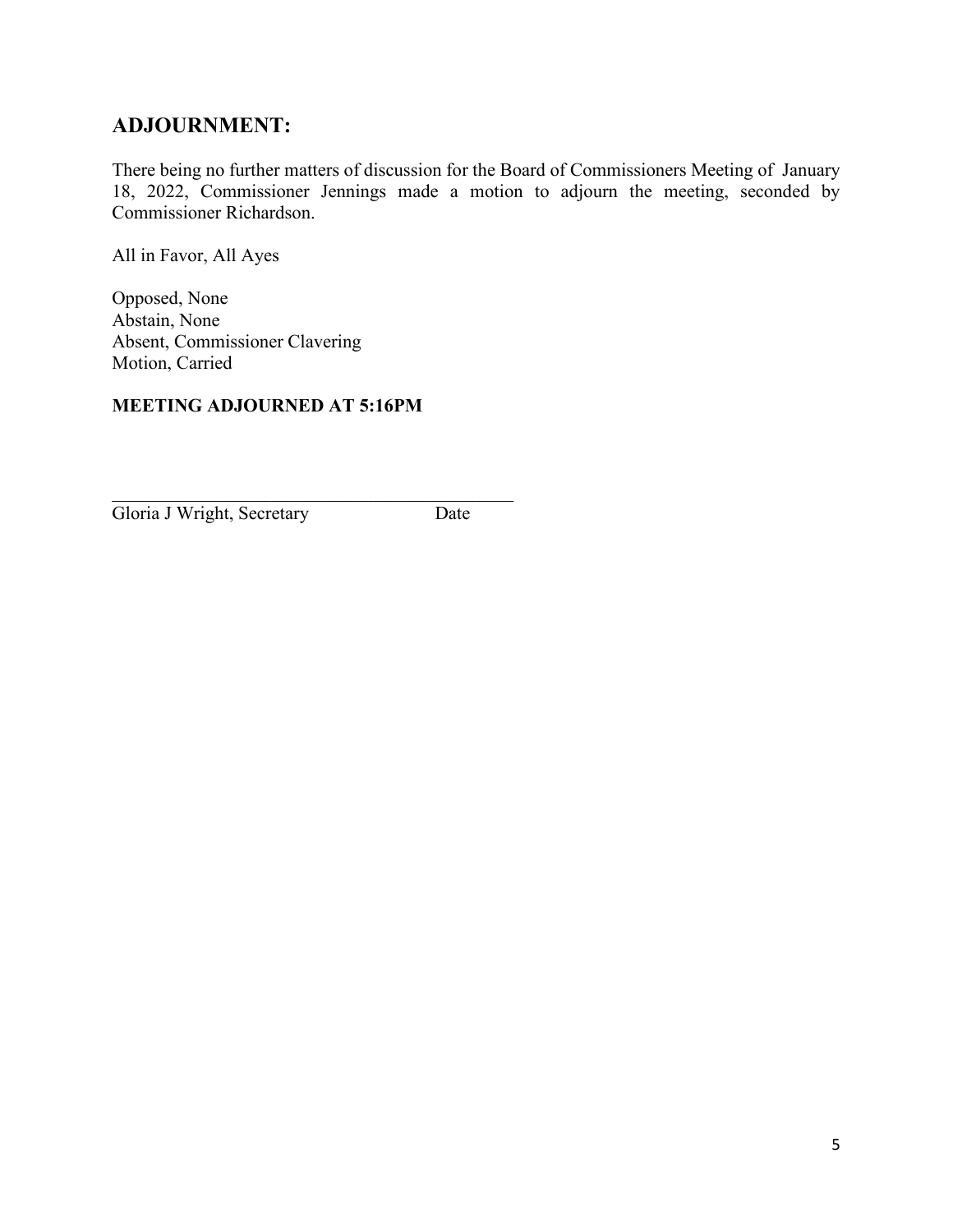## ADJOURNMENT:

There being no further matters of discussion for the Board of Commissioners Meeting of January 18, 2022, Commissioner Jennings made a motion to adjourn the meeting, seconded by Commissioner Richardson.

All in Favor, All Ayes

Opposed, None
Abstain, None
Absent, Commissioner Clavering
Motion, Carried

**MEETING ADJOURNED AT 5:16PM**

_______________________________________________

Gloria J Wright, Secretary                    Date